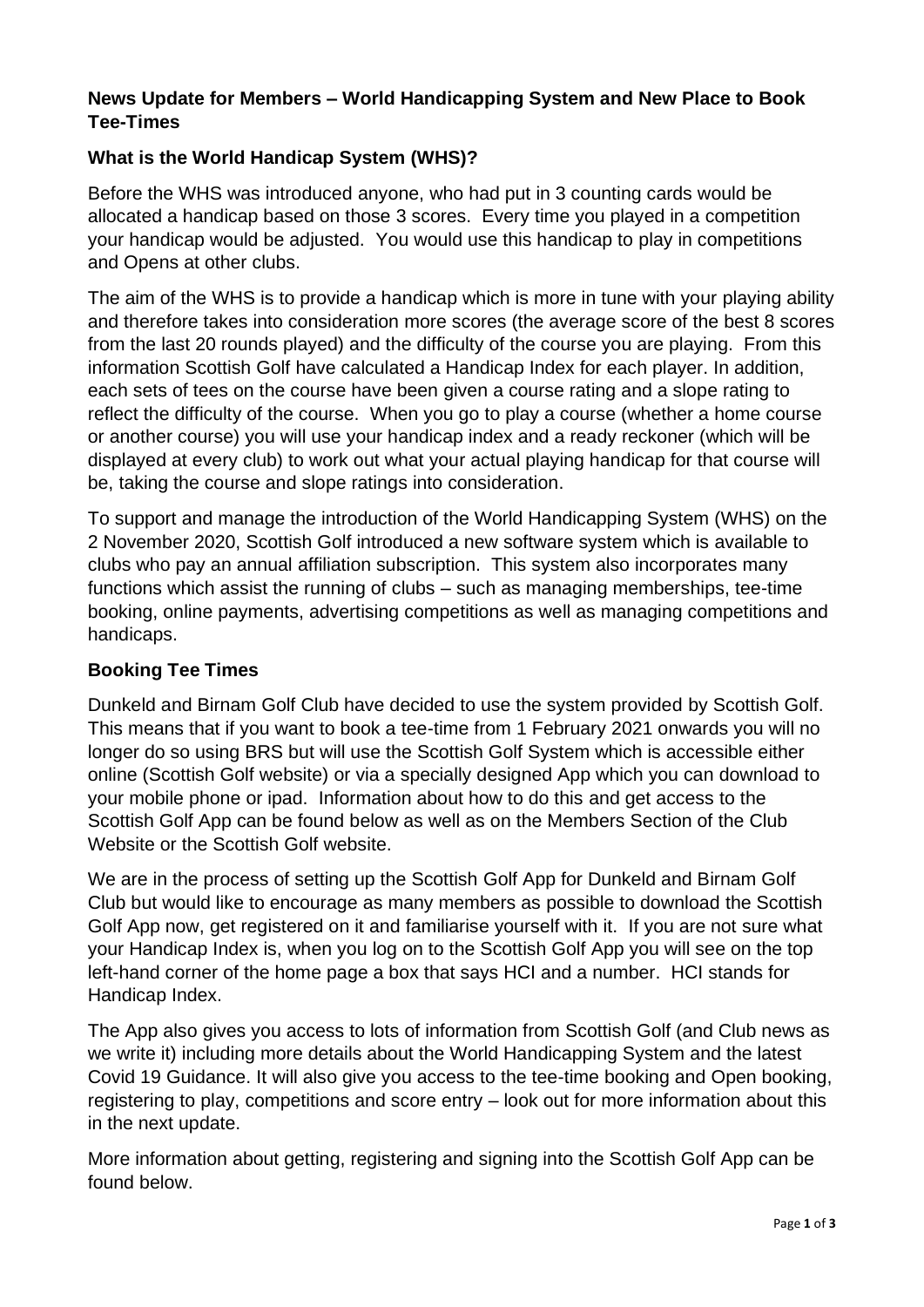## News Update for Members – World Handicapping System and New Place to Book Tee-Times

### What is the World Handicap System (WHS)?

Before the WHS was introduced anyone, who had put in 3 counting cards would be allocated a handicap based on those 3 scores. Every time you played in a competition your handicap would be adjusted. You would use this handicap to play in competitions and Opens at other clubs.

The aim of the WHS is to provide a handicap which is more in tune with your playing ability and therefore takes into consideration more scores (the average score of the best 8 scores from the last 20 rounds played) and the difficulty of the course you are playing. From this information Scottish Golf have calculated a Handicap Index for each player. In addition, each sets of tees on the course have been given a course rating and a slope rating to reflect the difficulty of the course. When you go to play a course (whether a home course or another course) you will use your handicap index and a ready reckoner (which will be displayed at every club) to work out what your actual playing handicap for that course will be, taking the course and slope ratings into consideration.

To support and manage the introduction of the World Handicapping System (WHS) on the 2 November 2020, Scottish Golf introduced a new software system which is available to clubs who pay an annual affiliation subscription. This system also incorporates many functions which assist the running of clubs – such as managing memberships, tee-time booking, online payments, advertising competitions as well as managing competitions and handicaps.

### Booking Tee Times

Dunkeld and Birnam Golf Club have decided to use the system provided by Scottish Golf. This means that if you want to book a tee-time from 1 February 2021 onwards you will no longer do so using BRS but will use the Scottish Golf System which is accessible either online (Scottish Golf website) or via a specially designed App which you can download to your mobile phone or ipad. Information about how to do this and get access to the Scottish Golf App can be found below as well as on the Members Section of the Club Website or the Scottish Golf website.

We are in the process of setting up the Scottish Golf App for Dunkeld and Birnam Golf Club but would like to encourage as many members as possible to download the Scottish Golf App now, get registered on it and familiarise yourself with it. If you are not sure what your Handicap Index is, when you log on to the Scottish Golf App you will see on the top left-hand corner of the home page a box that says HCI and a number. HCI stands for Handicap Index.

The App also gives you access to lots of information from Scottish Golf (and Club news as we write it) including more details about the World Handicapping System and the latest Covid 19 Guidance. It will also give you access to the tee-time booking and Open booking, registering to play, competitions and score entry – look out for more information about this in the next update.

More information about getting, registering and signing into the Scottish Golf App can be found below.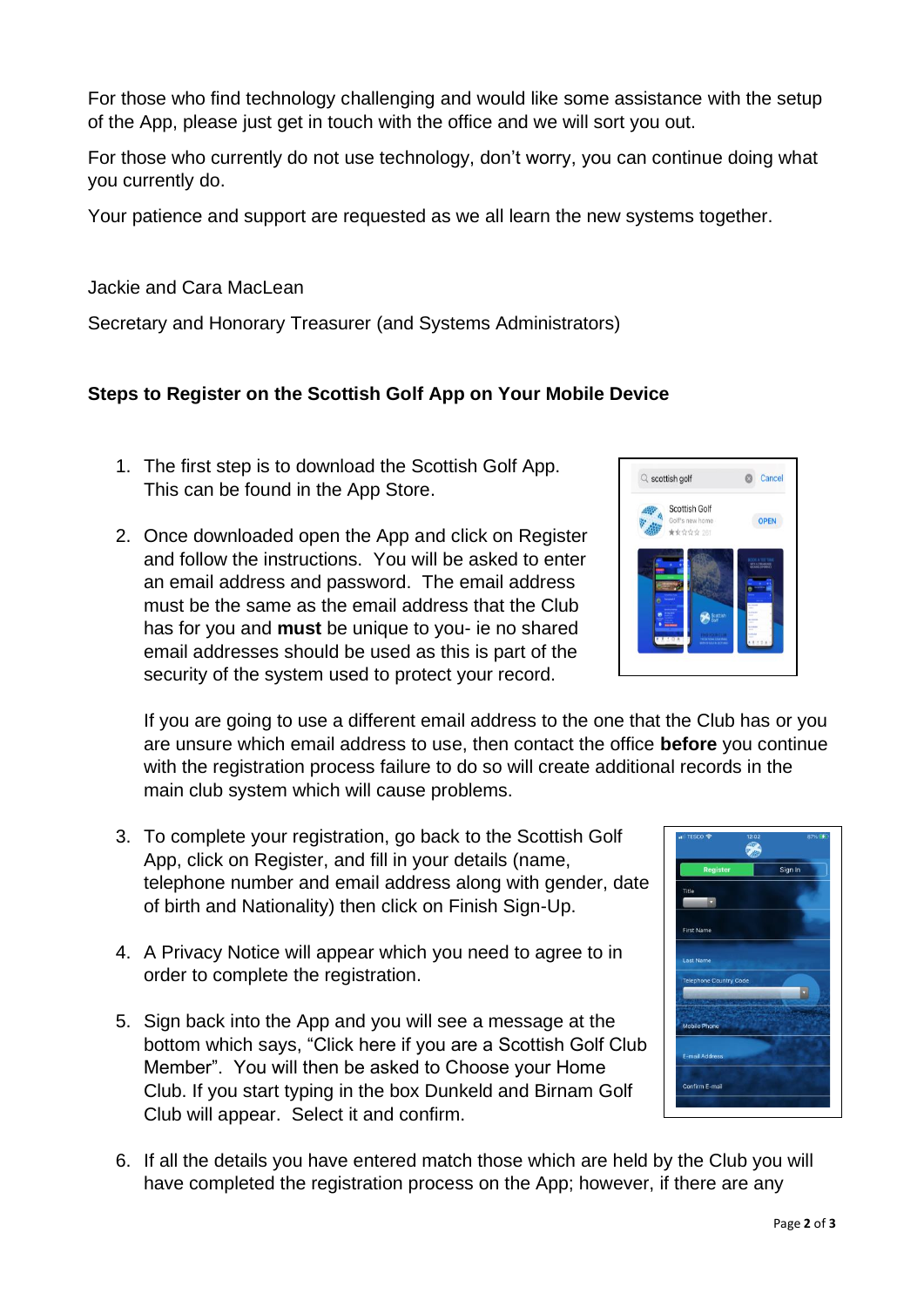For those who find technology challenging and would like some assistance with the setup of the App, please just get in touch with the office and we will sort you out.

For those who currently do not use technology, don't worry, you can continue doing what you currently do.

Your patience and support are requested as we all learn the new systems together.

Jackie and Cara MacLean

Secretary and Honorary Treasurer (and Systems Administrators)

**Steps to Register on the Scottish Golf App on Your Mobile Device**

1. The first step is to download the Scottish Golf App. This can be found in the App Store.

2. Once downloaded open the App and click on Register and follow the instructions. You will be asked to enter an email address and password. The email address must be the same as the email address that the Club has for you and **must** be unique to you- ie no shared email addresses should be used as this is part of the security of the system used to protect your record.

   If you are going to use a different email address to the one that the Club has or you are unsure which email address to use, then contact the office **before** you continue with the registration process failure to do so will create additional records in the main club system which will cause problems.

3. To complete your registration, go back to the Scottish Golf App, click on Register, and fill in your details (name, telephone number and email address along with gender, date of birth and Nationality) then click on Finish Sign-Up.

4. A Privacy Notice will appear which you need to agree to in order to complete the registration.

5. Sign back into the App and you will see a message at the bottom which says, "Click here if you are a Scottish Golf Club Member". You will then be asked to Choose your Home Club. If you start typing in the box Dunkeld and Birnam Golf Club will appear. Select it and confirm.

6. If all the details you have entered match those which are held by the Club you will have completed the registration process on the App; however, if there are any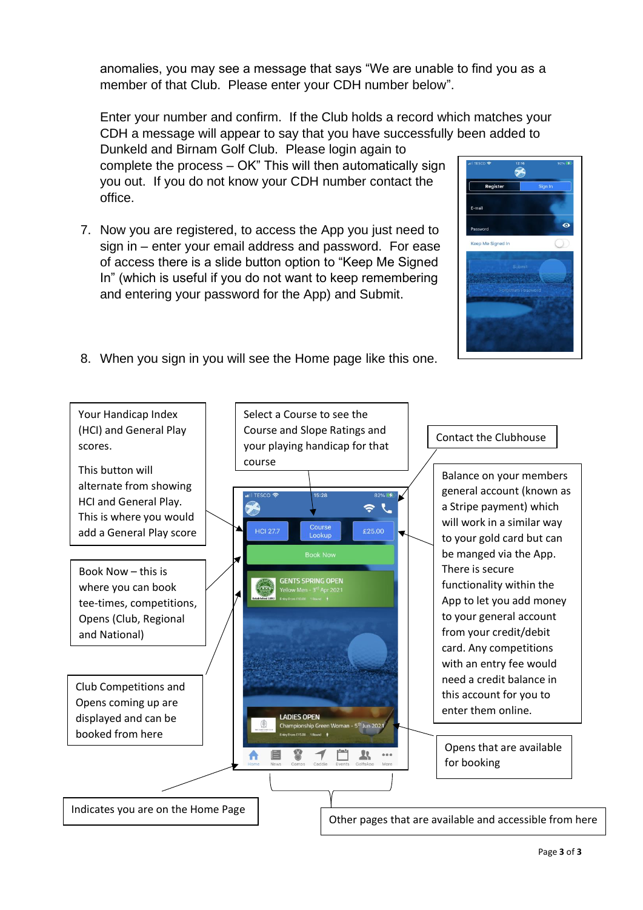anomalies, you may see a message that says "We are unable to find you as a member of that Club. Please enter your CDH number below".

Enter your number and confirm. If the Club holds a record which matches your CDH a message will appear to say that you have successfully been added to Dunkeld and Birnam Golf Club. Please login again to complete the process – OK" This will then automatically sign you out. If you do not know your CDH number contact the office.

7. Now you are registered, to access the App you just need to sign in – enter your email address and password. For ease of access there is a slide button option to "Keep Me Signed In" (which is useful if you do not want to keep remembering and entering your password for the App) and Submit.

8. When you sign in you will see the Home page like this one.

Your Handicap Index (HCI) and General Play scores.

This button will alternate from showing HCI and General Play. This is where you would add a General Play score

Select a Course to see the Course and Slope Ratings and your playing handicap for that course

Contact the Clubhouse

Balance on your members general account (known as a Stripe payment) which will work in a similar way to your gold card but can be manged via the App. There is secure functionality within the App to let you add money to your general account from your credit/debit card. Any competitions with an entry fee would need a credit balance in this account for you to enter them online.

Book Now – this is where you can book tee-times, competitions, Opens (Club, Regional and National)

Club Competitions and Opens coming up are displayed and can be booked from here

Opens that are available for booking

Indicates you are on the Home Page

Other pages that are available and accessible from here